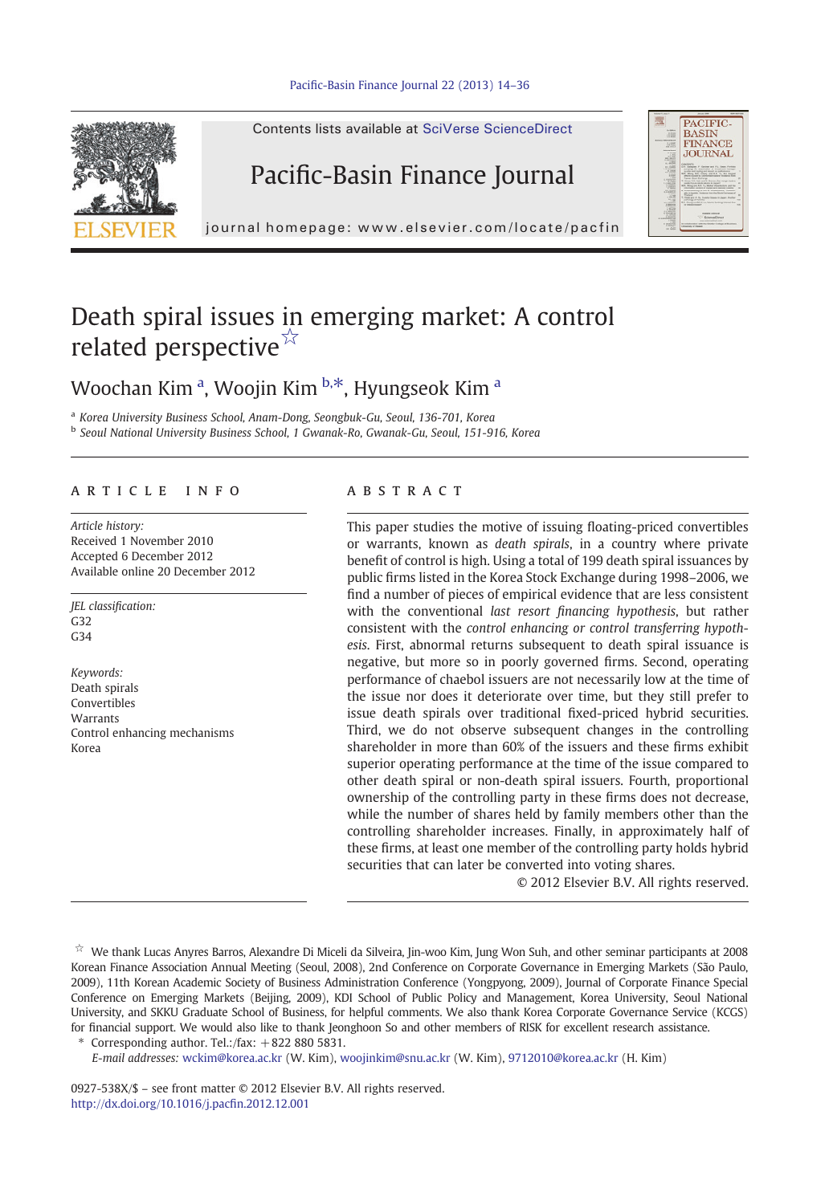# Death spiral issues in emerging market: A control related perspective ☆

Woochan Kim [a], Woojin Kim [b,*], Hyungseok Kim [a]

[a] Korea University Business School, Anam-Dong, Seongbuk-Gu, Seoul, 136-701, Korea

[b] Seoul National University Business School, 1 Gwanak-Ro, Gwanak-Gu, Seoul, 151-916, Korea

## ARTICLE INFO

*Article history:*
Received 1 November 2010
Accepted 6 December 2012
Available online 20 December 2012

*JEL classification:*
G32
G34

*Keywords:*
Death spirals
Convertibles
Warrants
Control enhancing mechanisms
Korea

## ABSTRACT

This paper studies the motive of issuing floating-priced convertibles or warrants, known as *death spirals*, in a country where private benefit of control is high. Using a total of 199 death spiral issuances by public firms listed in the Korea Stock Exchange during 1998–2006, we find a number of pieces of empirical evidence that are less consistent with the conventional *last resort financing hypothesis*, but rather consistent with the *control enhancing or control transferring hypothesis*. First, abnormal returns subsequent to death spiral issuance is negative, but more so in poorly governed firms. Second, operating performance of chaebol issuers are not necessarily low at the time of the issue nor does it deteriorate over time, but they still prefer to issue death spirals over traditional fixed-priced hybrid securities. Third, we do not observe subsequent changes in the controlling shareholder in more than 60% of the issuers and these firms exhibit superior operating performance at the time of the issue compared to other death spiral or non-death spiral issuers. Fourth, proportional ownership of the controlling party in these firms does not decrease, while the number of shares held by family members other than the controlling shareholder increases. Finally, in approximately half of these firms, at least one member of the controlling party holds hybrid securities that can later be converted into voting shares.

© 2012 Elsevier B.V. All rights reserved.

☆ We thank Lucas Anyres Barros, Alexandre Di Miceli da Silveira, Jin-woo Kim, Jung Won Suh, and other seminar participants at 2008 Korean Finance Association Annual Meeting (Seoul, 2008), 2nd Conference on Corporate Governance in Emerging Markets (São Paulo, 2009), 11th Korean Academic Society of Business Administration Conference (Yongpyong, 2009), Journal of Corporate Finance Special Conference on Emerging Markets (Beijing, 2009), KDI School of Public Policy and Management, Korea University, Seoul National University, and SKKU Graduate School of Business, for helpful comments. We also thank Korea Corporate Governance Service (KCGS) for financial support. We would also like to thank Jeonghoon So and other members of RISK for excellent research assistance.

\* Corresponding author. Tel./fax: +822 880 5831.
*E-mail addresses:* wckim@korea.ac.kr (W. Kim), woojinkim@snu.ac.kr (W. Kim), 9712010@korea.ac.kr (H. Kim)

0927-538X/$ – see front matter © 2012 Elsevier B.V. All rights reserved.
http://dx.doi.org/10.1016/j.pacfin.2012.12.001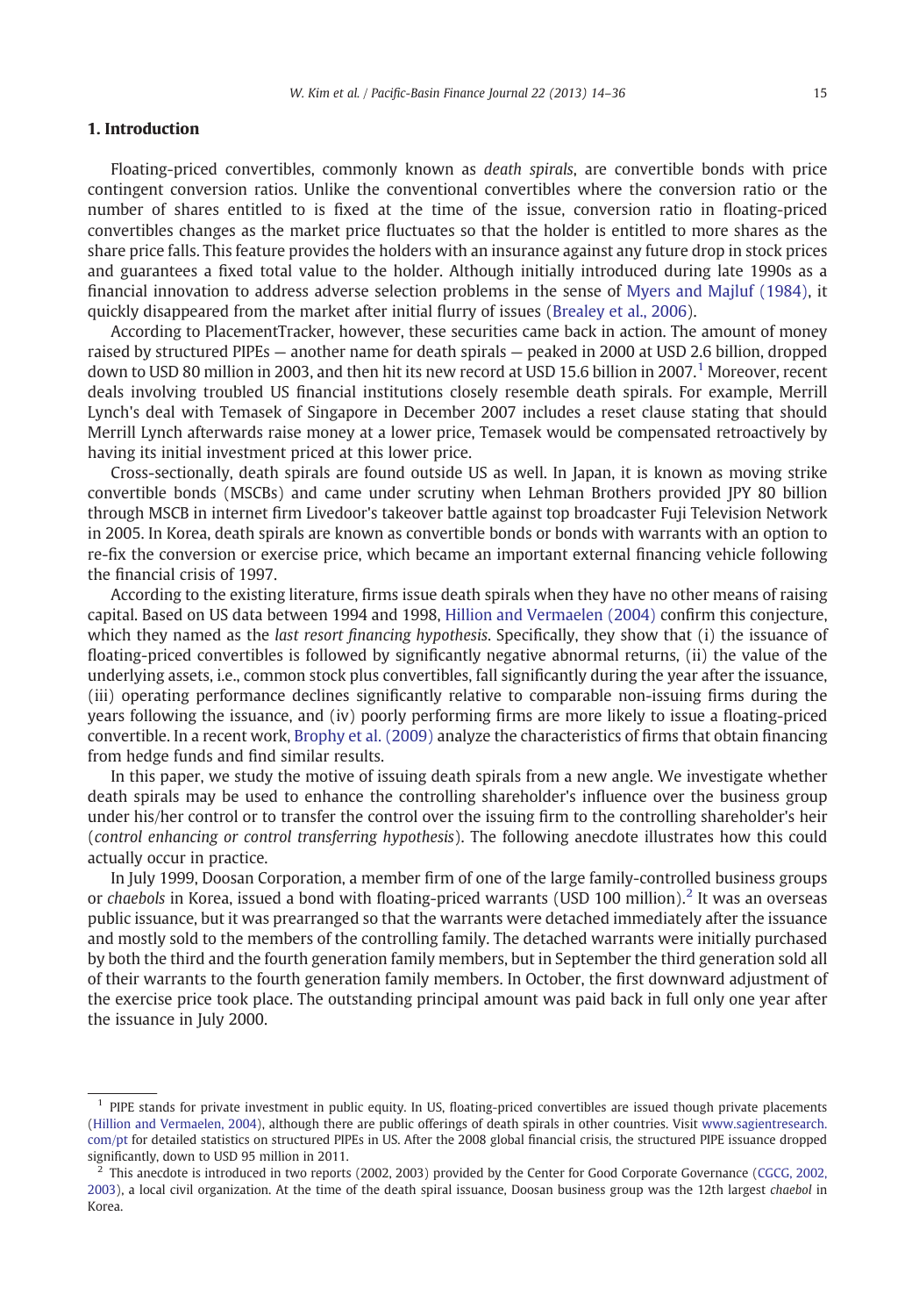## 1. Introduction

Floating-priced convertibles, commonly known as *death spirals*, are convertible bonds with price contingent conversion ratios. Unlike the conventional convertibles where the conversion ratio or the number of shares entitled to is fixed at the time of the issue, conversion ratio in floating-priced convertibles changes as the market price fluctuates so that the holder is entitled to more shares as the share price falls. This feature provides the holders with an insurance against any future drop in stock prices and guarantees a fixed total value to the holder. Although initially introduced during late 1990s as a financial innovation to address adverse selection problems in the sense of Myers and Majluf (1984), it quickly disappeared from the market after initial flurry of issues (Brealey et al., 2006).

According to PlacementTracker, however, these securities came back in action. The amount of money raised by structured PIPEs — another name for death spirals — peaked in 2000 at USD 2.6 billion, dropped down to USD 80 million in 2003, and then hit its new record at USD 15.6 billion in 2007.[1] Moreover, recent deals involving troubled US financial institutions closely resemble death spirals. For example, Merrill Lynch's deal with Temasek of Singapore in December 2007 includes a reset clause stating that should Merrill Lynch afterwards raise money at a lower price, Temasek would be compensated retroactively by having its initial investment priced at this lower price.

Cross-sectionally, death spirals are found outside US as well. In Japan, it is known as moving strike convertible bonds (MSCBs) and came under scrutiny when Lehman Brothers provided JPY 80 billion through MSCB in internet firm Livedoor's takeover battle against top broadcaster Fuji Television Network in 2005. In Korea, death spirals are known as convertible bonds or bonds with warrants with an option to re-fix the conversion or exercise price, which became an important external financing vehicle following the financial crisis of 1997.

According to the existing literature, firms issue death spirals when they have no other means of raising capital. Based on US data between 1994 and 1998, Hillion and Vermaelen (2004) confirm this conjecture, which they named as the *last resort financing hypothesis*. Specifically, they show that (i) the issuance of floating-priced convertibles is followed by significantly negative abnormal returns, (ii) the value of the underlying assets, i.e., common stock plus convertibles, fall significantly during the year after the issuance, (iii) operating performance declines significantly relative to comparable non-issuing firms during the years following the issuance, and (iv) poorly performing firms are more likely to issue a floating-priced convertible. In a recent work, Brophy et al. (2009) analyze the characteristics of firms that obtain financing from hedge funds and find similar results.

In this paper, we study the motive of issuing death spirals from a new angle. We investigate whether death spirals may be used to enhance the controlling shareholder's influence over the business group under his/her control or to transfer the control over the issuing firm to the controlling shareholder's heir (*control enhancing or control transferring hypothesis*). The following anecdote illustrates how this could actually occur in practice.

In July 1999, Doosan Corporation, a member firm of one of the large family-controlled business groups or *chaebols* in Korea, issued a bond with floating-priced warrants (USD 100 million).[2] It was an overseas public issuance, but it was prearranged so that the warrants were detached immediately after the issuance and mostly sold to the members of the controlling family. The detached warrants were initially purchased by both the third and the fourth generation family members, but in September the third generation sold all of their warrants to the fourth generation family members. In October, the first downward adjustment of the exercise price took place. The outstanding principal amount was paid back in full only one year after the issuance in July 2000.

---

[1] PIPE stands for private investment in public equity. In US, floating-priced convertibles are issued though private placements (Hillion and Vermaelen, 2004), although there are public offerings of death spirals in other countries. Visit www.sagientresearch.com/pt for detailed statistics on structured PIPEs in US. After the 2008 global financial crisis, the structured PIPE issuance dropped significantly, down to USD 95 million in 2011.

[2] This anecdote is introduced in two reports (2002, 2003) provided by the Center for Good Corporate Governance (CGCG, 2002, 2003), a local civil organization. At the time of the death spiral issuance, Doosan business group was the 12th largest *chaebol* in Korea.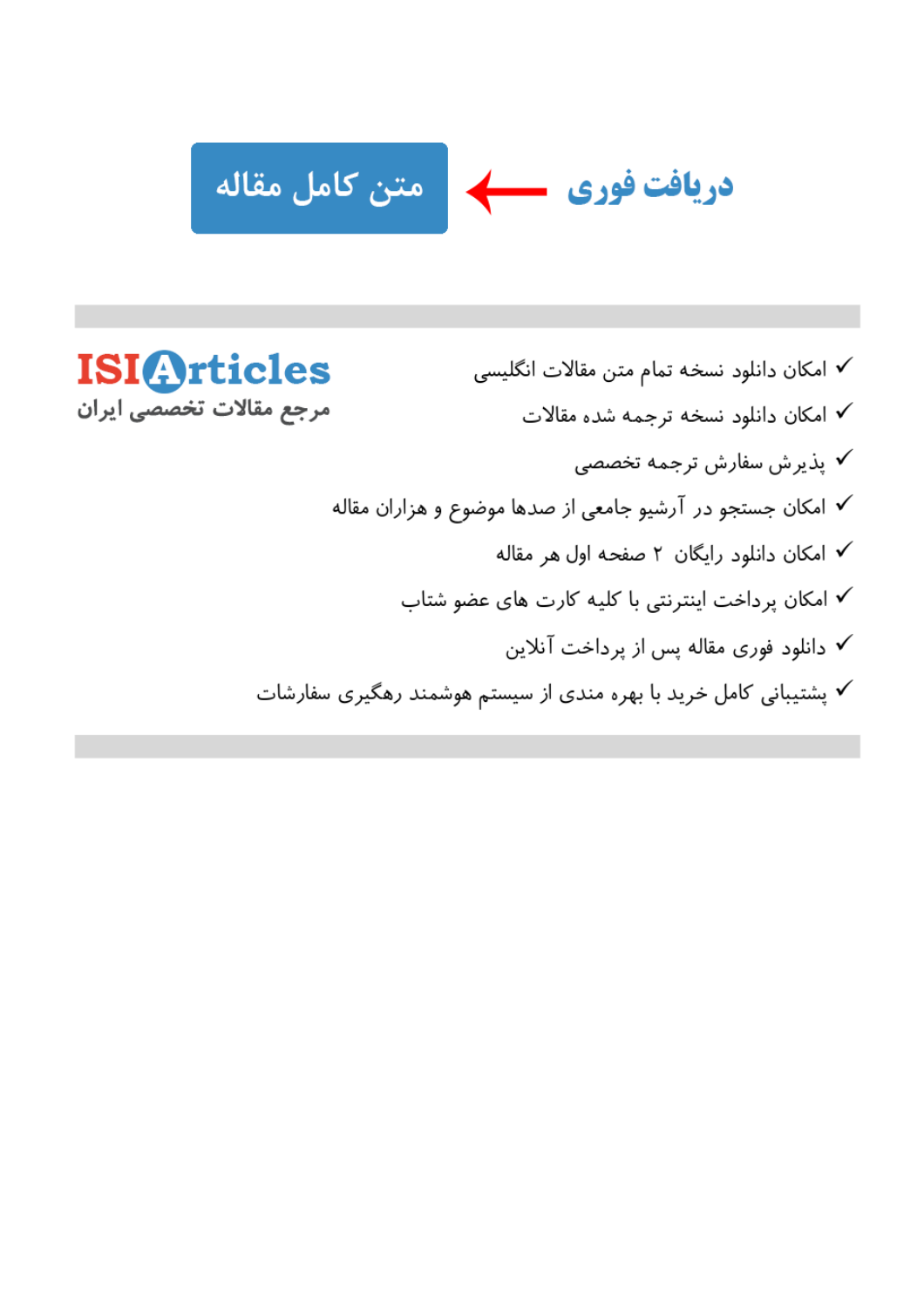دریافت فوری ← **متن کامل مقاله**

**ISIArticles**
مرجع مقالات تخصصی ایران

- ✓ امکان دانلود نسخه تمام متن مقالات انگلیسی
- ✓ امکان دانلود نسخه ترجمه شده مقالات
- ✓ پذیرش سفارش ترجمه تخصصی
- ✓ امکان جستجو در آرشیو جامعی از صدها موضوع و هزاران مقاله
- ✓ امکان دانلود رایگان ۲ صفحه اول هر مقاله
- ✓ امکان پرداخت اینترنتی با کلیه کارت های عضو شتاب
- ✓ دانلود فوری مقاله پس از پرداخت آنلاین
- ✓ پشتیبانی کامل خرید با بهره مندی از سیستم هوشمند رهگیری سفارشات